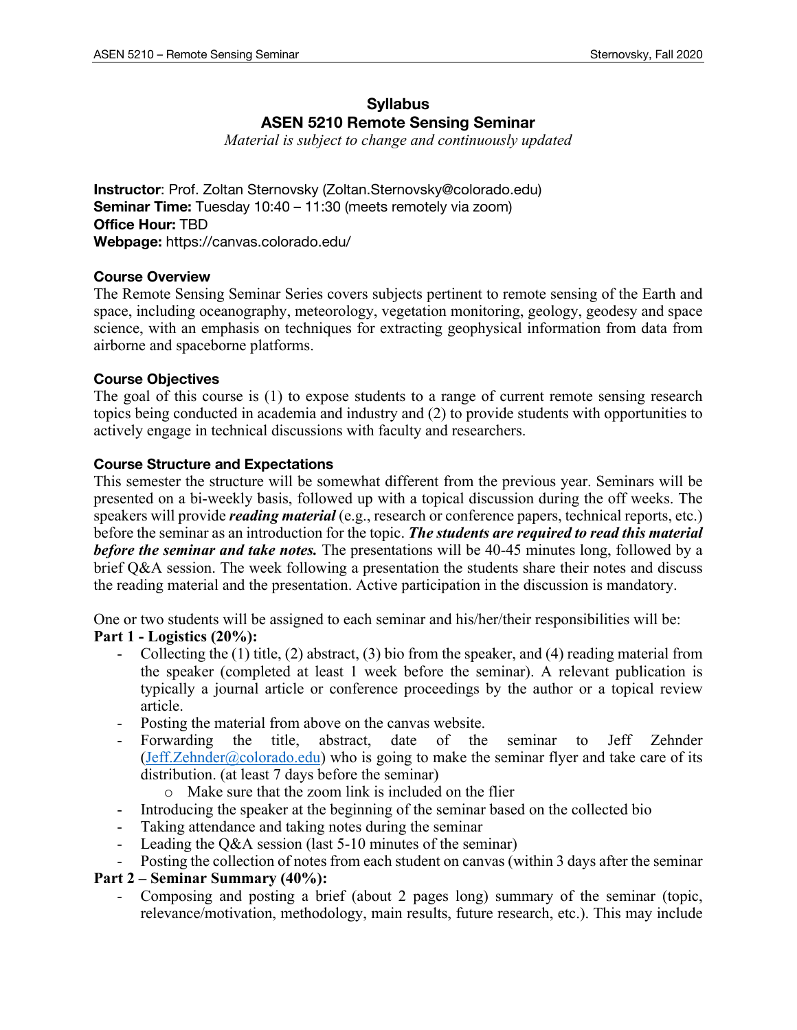# Syllabus

## ASEN 5210 Remote Sensing Seminar

*Material is subject to change and continuously updated*

**Instructor**: Prof. Zoltan Sternovsky (Zoltan.Sternovsky@colorado.edu)
**Seminar Time:** Tuesday 10:40 – 11:30 (meets remotely via zoom)
**Office Hour:** TBD
**Webpage:** https://canvas.colorado.edu/

### Course Overview

The Remote Sensing Seminar Series covers subjects pertinent to remote sensing of the Earth and space, including oceanography, meteorology, vegetation monitoring, geology, geodesy and space science, with an emphasis on techniques for extracting geophysical information from data from airborne and spaceborne platforms.

### Course Objectives

The goal of this course is (1) to expose students to a range of current remote sensing research topics being conducted in academia and industry and (2) to provide students with opportunities to actively engage in technical discussions with faculty and researchers.

### Course Structure and Expectations

This semester the structure will be somewhat different from the previous year. Seminars will be presented on a bi-weekly basis, followed up with a topical discussion during the off weeks. The speakers will provide ***reading material*** (e.g., research or conference papers, technical reports, etc.) before the seminar as an introduction for the topic. ***The students are required to read this material before the seminar and take notes.*** The presentations will be 40-45 minutes long, followed by a brief Q&A session. The week following a presentation the students share their notes and discuss the reading material and the presentation. Active participation in the discussion is mandatory.

One or two students will be assigned to each seminar and his/her/their responsibilities will be:

**Part 1 - Logistics (20%):**

- Collecting the (1) title, (2) abstract, (3) bio from the speaker, and (4) reading material from the speaker (completed at least 1 week before the seminar). A relevant publication is typically a journal article or conference proceedings by the author or a topical review article.
- Posting the material from above on the canvas website.
- Forwarding the title, abstract, date of the seminar to Jeff Zehnder (Jeff.Zehnder@colorado.edu) who is going to make the seminar flyer and take care of its distribution. (at least 7 days before the seminar)
  - Make sure that the zoom link is included on the flier
- Introducing the speaker at the beginning of the seminar based on the collected bio
- Taking attendance and taking notes during the seminar
- Leading the Q&A session (last 5-10 minutes of the seminar)
- Posting the collection of notes from each student on canvas (within 3 days after the seminar

**Part 2 – Seminar Summary (40%):**

- Composing and posting a brief (about 2 pages long) summary of the seminar (topic, relevance/motivation, methodology, main results, future research, etc.). This may include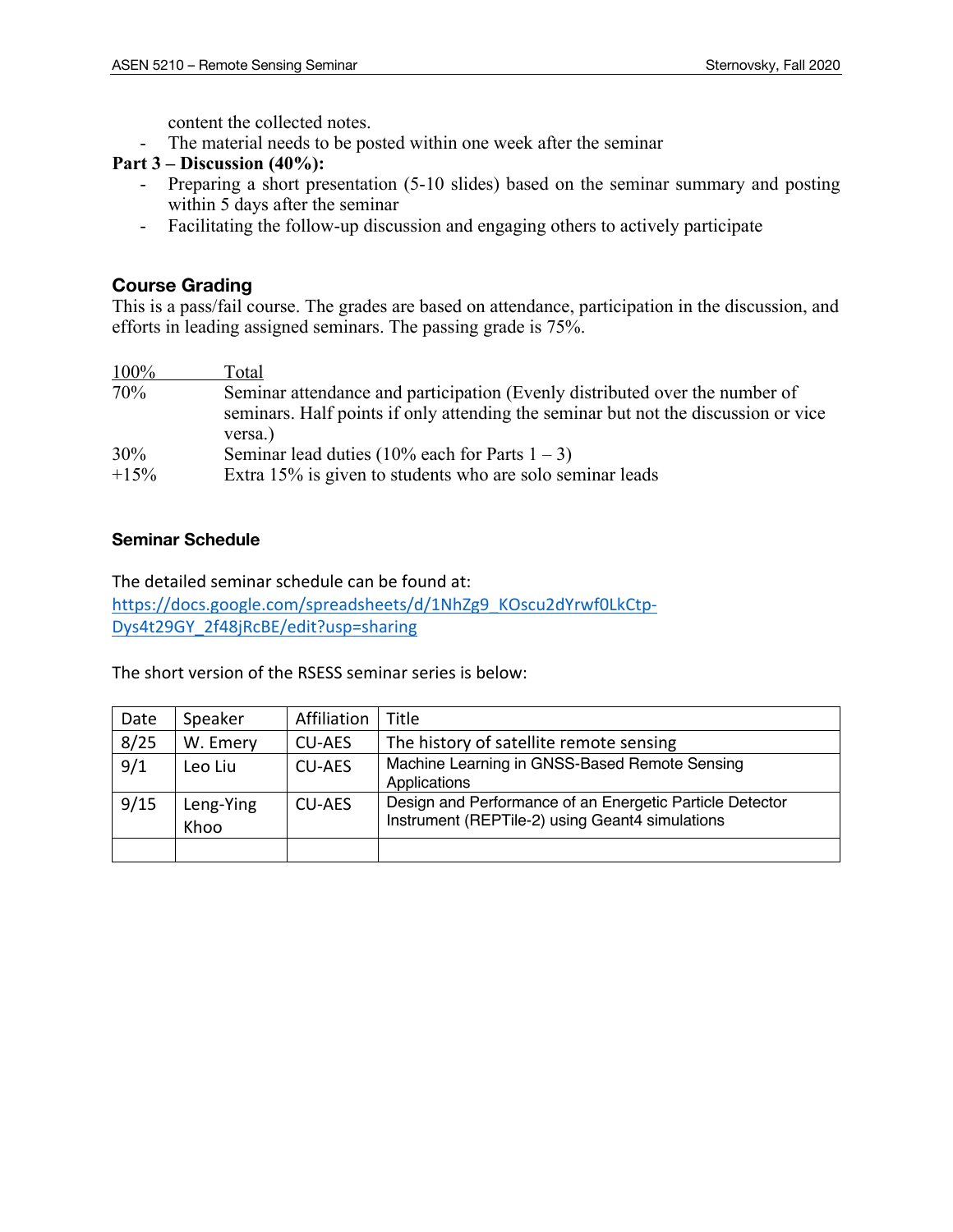content the collected notes.

- The material needs to be posted within one week after the seminar

**Part 3 – Discussion (40%):**

- Preparing a short presentation (5-10 slides) based on the seminar summary and posting within 5 days after the seminar
- Facilitating the follow-up discussion and engaging others to actively participate

## Course Grading

This is a pass/fail course. The grades are based on attendance, participation in the discussion, and efforts in leading assigned seminars. The passing grade is 75%.

| 100% | Total |
|---|---|
| 70% | Seminar attendance and participation (Evenly distributed over the number of seminars. Half points if only attending the seminar but not the discussion or vice versa.) |
| 30% | Seminar lead duties (10% each for Parts 1 – 3) |
| +15% | Extra 15% is given to students who are solo seminar leads |

### Seminar Schedule

The detailed seminar schedule can be found at:
https://docs.google.com/spreadsheets/d/1NhZg9_KOscu2dYrwf0LkCtp-Dys4t29GY_2f48jRcBE/edit?usp=sharing

The short version of the RSESS seminar series is below:

| Date | Speaker | Affiliation | Title |
|---|---|---|---|
| 8/25 | W. Emery | CU-AES | The history of satellite remote sensing |
| 9/1 | Leo Liu | CU-AES | Machine Learning in GNSS-Based Remote Sensing Applications |
| 9/15 | Leng-Ying Khoo | CU-AES | Design and Performance of an Energetic Particle Detector Instrument (REPTile-2) using Geant4 simulations |
| | | | |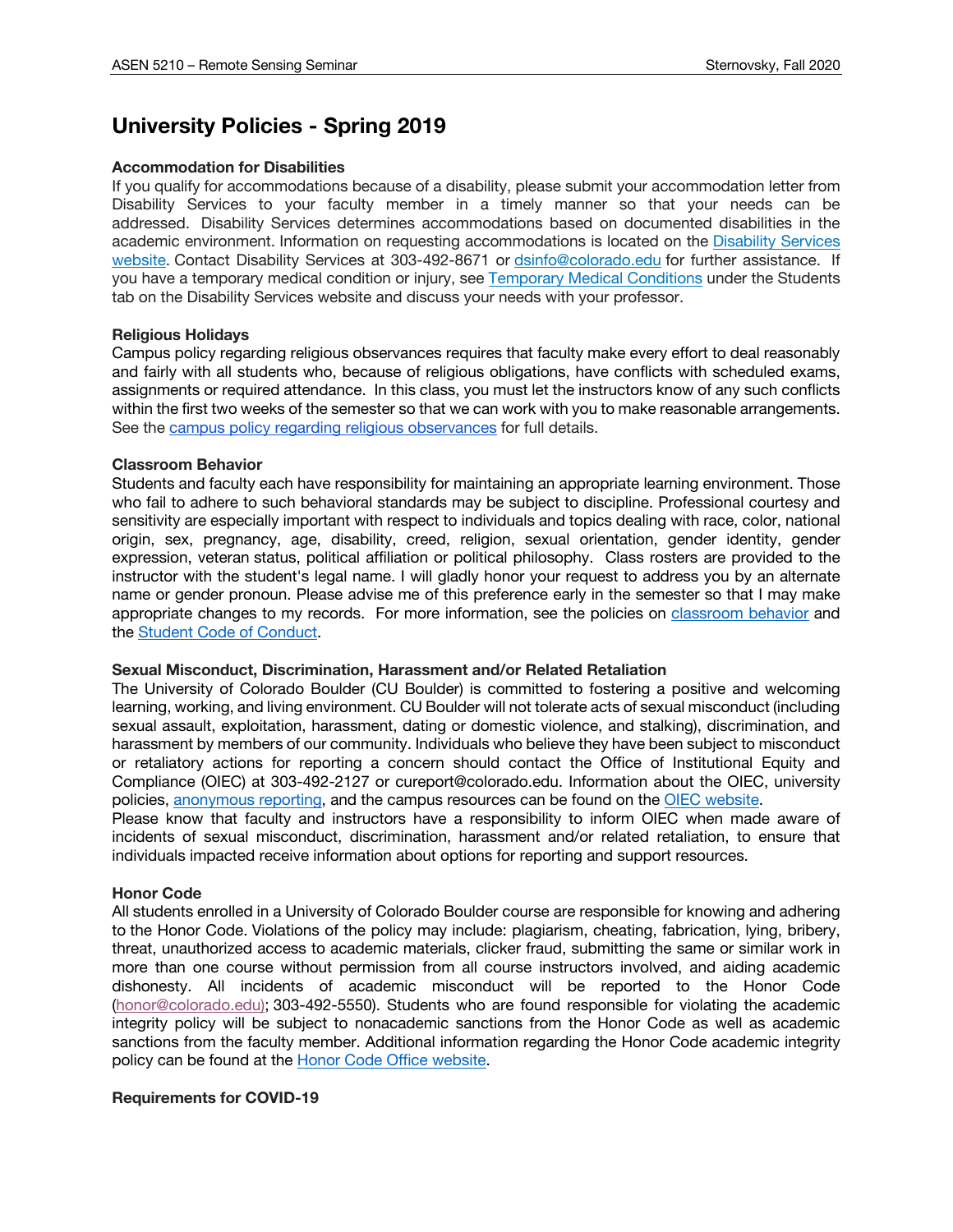# University Policies - Spring 2019

### Accommodation for Disabilities

If you qualify for accommodations because of a disability, please submit your accommodation letter from Disability Services to your faculty member in a timely manner so that your needs can be addressed. Disability Services determines accommodations based on documented disabilities in the academic environment. Information on requesting accommodations is located on the Disability Services website. Contact Disability Services at 303-492-8671 or dsinfo@colorado.edu for further assistance. If you have a temporary medical condition or injury, see Temporary Medical Conditions under the Students tab on the Disability Services website and discuss your needs with your professor.

### Religious Holidays

Campus policy regarding religious observances requires that faculty make every effort to deal reasonably and fairly with all students who, because of religious obligations, have conflicts with scheduled exams, assignments or required attendance. In this class, you must let the instructors know of any such conflicts within the first two weeks of the semester so that we can work with you to make reasonable arrangements. See the campus policy regarding religious observances for full details.

### Classroom Behavior

Students and faculty each have responsibility for maintaining an appropriate learning environment. Those who fail to adhere to such behavioral standards may be subject to discipline. Professional courtesy and sensitivity are especially important with respect to individuals and topics dealing with race, color, national origin, sex, pregnancy, age, disability, creed, religion, sexual orientation, gender identity, gender expression, veteran status, political affiliation or political philosophy. Class rosters are provided to the instructor with the student's legal name. I will gladly honor your request to address you by an alternate name or gender pronoun. Please advise me of this preference early in the semester so that I may make appropriate changes to my records. For more information, see the policies on classroom behavior and the Student Code of Conduct.

### Sexual Misconduct, Discrimination, Harassment and/or Related Retaliation

The University of Colorado Boulder (CU Boulder) is committed to fostering a positive and welcoming learning, working, and living environment. CU Boulder will not tolerate acts of sexual misconduct (including sexual assault, exploitation, harassment, dating or domestic violence, and stalking), discrimination, and harassment by members of our community. Individuals who believe they have been subject to misconduct or retaliatory actions for reporting a concern should contact the Office of Institutional Equity and Compliance (OIEC) at 303-492-2127 or cureport@colorado.edu. Information about the OIEC, university policies, anonymous reporting, and the campus resources can be found on the OIEC website.

Please know that faculty and instructors have a responsibility to inform OIEC when made aware of incidents of sexual misconduct, discrimination, harassment and/or related retaliation, to ensure that individuals impacted receive information about options for reporting and support resources.

### Honor Code

All students enrolled in a University of Colorado Boulder course are responsible for knowing and adhering to the Honor Code. Violations of the policy may include: plagiarism, cheating, fabrication, lying, bribery, threat, unauthorized access to academic materials, clicker fraud, submitting the same or similar work in more than one course without permission from all course instructors involved, and aiding academic dishonesty. All incidents of academic misconduct will be reported to the Honor Code (honor@colorado.edu); 303-492-5550). Students who are found responsible for violating the academic integrity policy will be subject to nonacademic sanctions from the Honor Code as well as academic sanctions from the faculty member. Additional information regarding the Honor Code academic integrity policy can be found at the Honor Code Office website.

### Requirements for COVID-19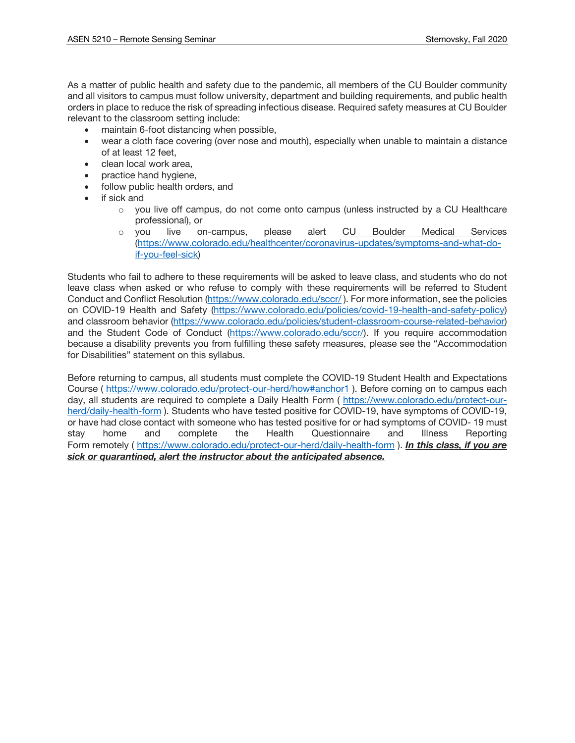As a matter of public health and safety due to the pandemic, all members of the CU Boulder community and all visitors to campus must follow university, department and building requirements, and public health orders in place to reduce the risk of spreading infectious disease. Required safety measures at CU Boulder relevant to the classroom setting include:

- maintain 6-foot distancing when possible,
- wear a cloth face covering (over nose and mouth), especially when unable to maintain a distance of at least 12 feet,
- clean local work area,
- practice hand hygiene,
- follow public health orders, and
- if sick and
  - you live off campus, do not come onto campus (unless instructed by a CU Healthcare professional), or
  - you live on-campus, please alert [CU Boulder Medical Services](https://www.colorado.edu/healthcenter/coronavirus-updates/symptoms-and-what-do-if-you-feel-sick) (https://www.colorado.edu/healthcenter/coronavirus-updates/symptoms-and-what-do-if-you-feel-sick)

Students who fail to adhere to these requirements will be asked to leave class, and students who do not leave class when asked or who refuse to comply with these requirements will be referred to Student Conduct and Conflict Resolution (https://www.colorado.edu/sccr/ ). For more information, see the policies on COVID-19 Health and Safety (https://www.colorado.edu/policies/covid-19-health-and-safety-policy) and classroom behavior (https://www.colorado.edu/policies/student-classroom-course-related-behavior) and the Student Code of Conduct (https://www.colorado.edu/sccr/). If you require accommodation because a disability prevents you from fulfilling these safety measures, please see the "Accommodation for Disabilities" statement on this syllabus.

Before returning to campus, all students must complete the COVID-19 Student Health and Expectations Course ( https://www.colorado.edu/protect-our-herd/how#anchor1 ). Before coming on to campus each day, all students are required to complete a Daily Health Form ( https://www.colorado.edu/protect-our-herd/daily-health-form ). Students who have tested positive for COVID-19, have symptoms of COVID-19, or have had close contact with someone who has tested positive for or had symptoms of COVID- 19 must stay home and complete the Health Questionnaire and Illness Reporting Form remotely ( https://www.colorado.edu/protect-our-herd/daily-health-form ). ***In this class, if you are sick or quarantined, alert the instructor about the anticipated absence.***